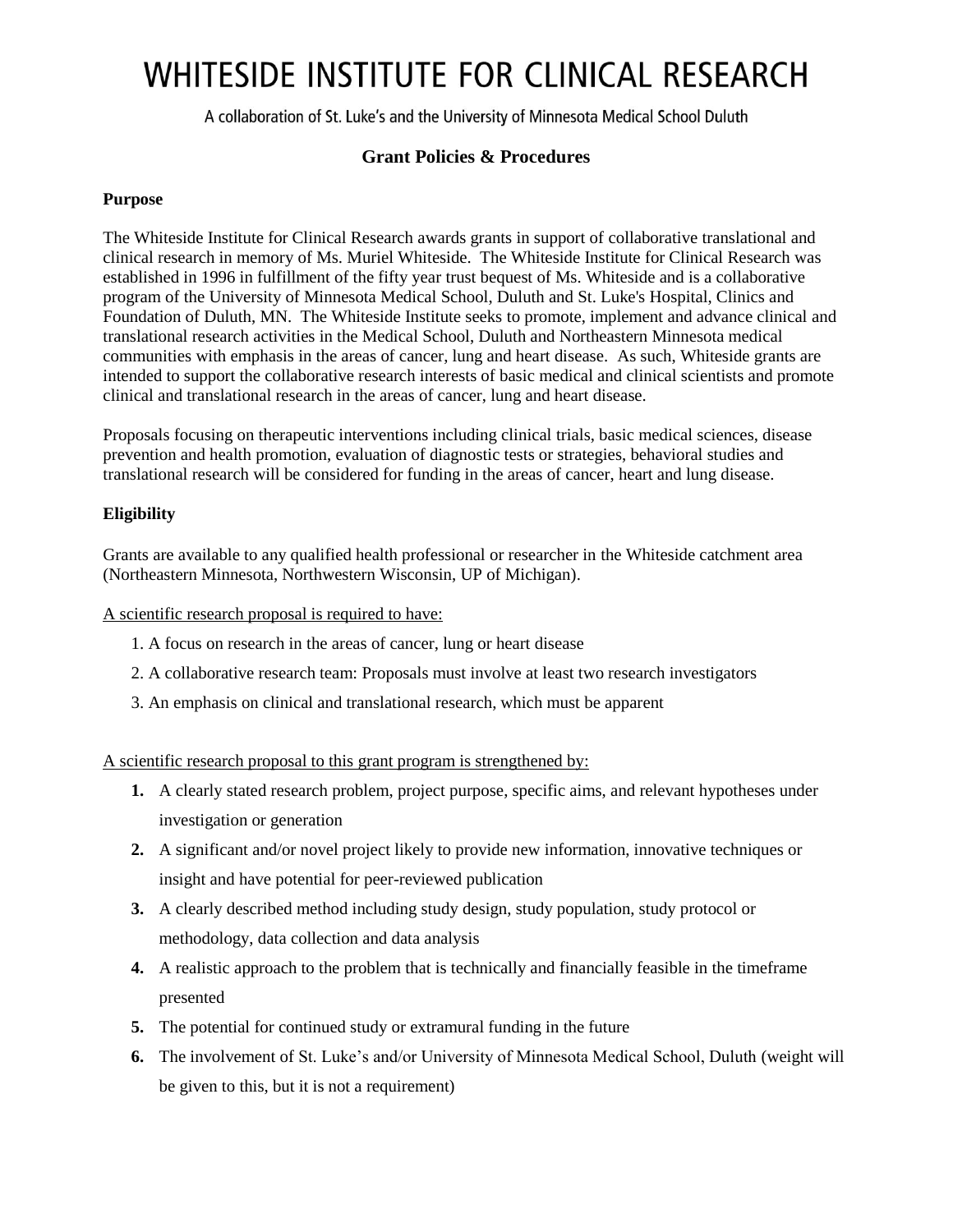# WHITESIDE INSTITUTE FOR CLINICAL RESEARCH

A collaboration of St. Luke's and the University of Minnesota Medical School Duluth

## Grant Policies & Procedures

### Purpose

The Whiteside Institute for Clinical Research awards grants in support of collaborative translational and clinical research in memory of Ms. Muriel Whiteside. The Whiteside Institute for Clinical Research was established in 1996 in fulfillment of the fifty year trust bequest of Ms. Whiteside and is a collaborative program of the University of Minnesota Medical School, Duluth and St. Luke's Hospital, Clinics and Foundation of Duluth, MN. The Whiteside Institute seeks to promote, implement and advance clinical and translational research activities in the Medical School, Duluth and Northeastern Minnesota medical communities with emphasis in the areas of cancer, lung and heart disease. As such, Whiteside grants are intended to support the collaborative research interests of basic medical and clinical scientists and promote clinical and translational research in the areas of cancer, lung and heart disease.

Proposals focusing on therapeutic interventions including clinical trials, basic medical sciences, disease prevention and health promotion, evaluation of diagnostic tests or strategies, behavioral studies and translational research will be considered for funding in the areas of cancer, heart and lung disease.

### Eligibility

Grants are available to any qualified health professional or researcher in the Whiteside catchment area (Northeastern Minnesota, Northwestern Wisconsin, UP of Michigan).

<u>A scientific research proposal is required to have:</u>

1. A focus on research in the areas of cancer, lung or heart disease
2. A collaborative research team: Proposals must involve at least two research investigators
3. An emphasis on clinical and translational research, which must be apparent

<u>A scientific research proposal to this grant program is strengthened by:</u>

1. A clearly stated research problem, project purpose, specific aims, and relevant hypotheses under investigation or generation
2. A significant and/or novel project likely to provide new information, innovative techniques or insight and have potential for peer-reviewed publication
3. A clearly described method including study design, study population, study protocol or methodology, data collection and data analysis
4. A realistic approach to the problem that is technically and financially feasible in the timeframe presented
5. The potential for continued study or extramural funding in the future
6. The involvement of St. Luke's and/or University of Minnesota Medical School, Duluth (weight will be given to this, but it is not a requirement)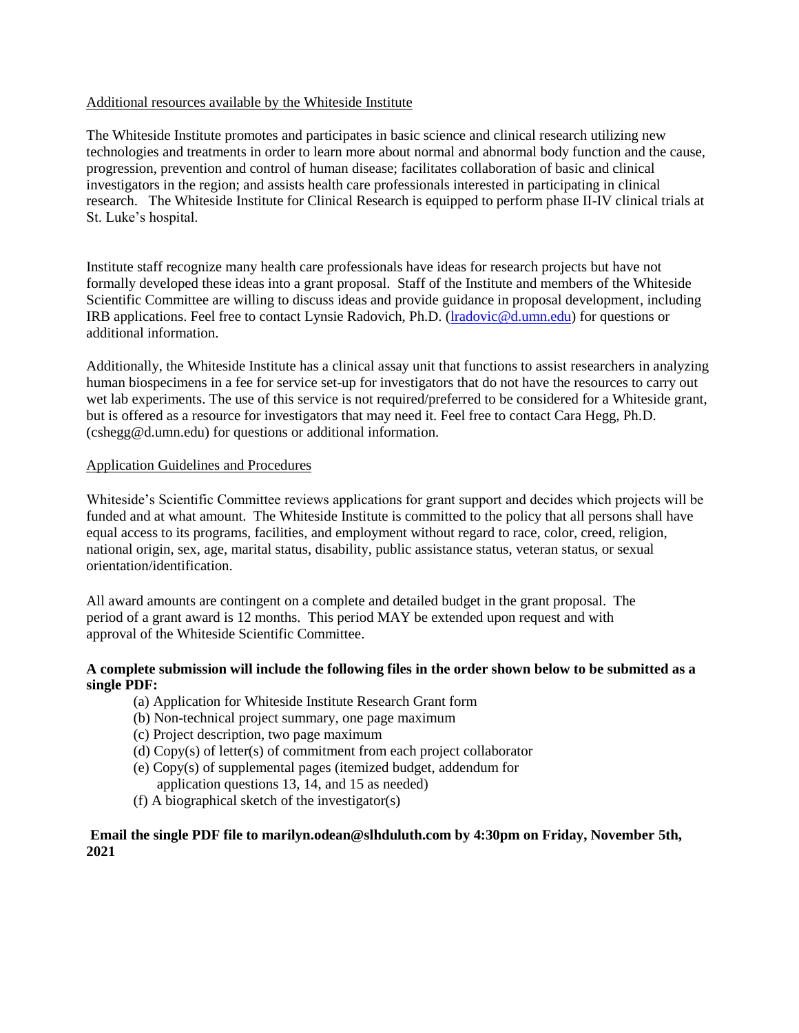Additional resources available by the Whiteside Institute

The Whiteside Institute promotes and participates in basic science and clinical research utilizing new technologies and treatments in order to learn more about normal and abnormal body function and the cause, progression, prevention and control of human disease; facilitates collaboration of basic and clinical investigators in the region; and assists health care professionals interested in participating in clinical research. The Whiteside Institute for Clinical Research is equipped to perform phase II-IV clinical trials at St. Luke's hospital.

Institute staff recognize many health care professionals have ideas for research projects but have not formally developed these ideas into a grant proposal. Staff of the Institute and members of the Whiteside Scientific Committee are willing to discuss ideas and provide guidance in proposal development, including IRB applications. Feel free to contact Lynsie Radovich, Ph.D. (lradovic@d.umn.edu) for questions or additional information.

Additionally, the Whiteside Institute has a clinical assay unit that functions to assist researchers in analyzing human biospecimens in a fee for service set-up for investigators that do not have the resources to carry out wet lab experiments. The use of this service is not required/preferred to be considered for a Whiteside grant, but is offered as a resource for investigators that may need it. Feel free to contact Cara Hegg, Ph.D. (cshegg@d.umn.edu) for questions or additional information.

Application Guidelines and Procedures

Whiteside's Scientific Committee reviews applications for grant support and decides which projects will be funded and at what amount. The Whiteside Institute is committed to the policy that all persons shall have equal access to its programs, facilities, and employment without regard to race, color, creed, religion, national origin, sex, age, marital status, disability, public assistance status, veteran status, or sexual orientation/identification.

All award amounts are contingent on a complete and detailed budget in the grant proposal. The period of a grant award is 12 months. This period MAY be extended upon request and with approval of the Whiteside Scientific Committee.

**A complete submission will include the following files in the order shown below to be submitted as a single PDF:**

- (a) Application for Whiteside Institute Research Grant form
- (b) Non-technical project summary, one page maximum
- (c) Project description, two page maximum
- (d) Copy(s) of letter(s) of commitment from each project collaborator
- (e) Copy(s) of supplemental pages (itemized budget, addendum for application questions 13, 14, and 15 as needed)
- (f) A biographical sketch of the investigator(s)

**Email the single PDF file to marilyn.odean@slhduluth.com by 4:30pm on Friday, November 5th, 2021**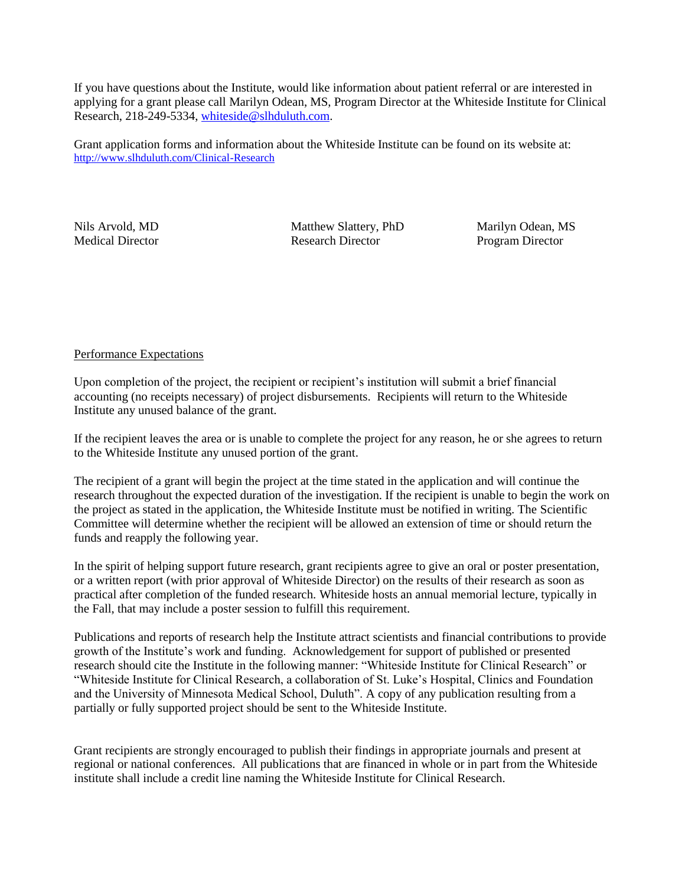If you have questions about the Institute, would like information about patient referral or are interested in applying for a grant please call Marilyn Odean, MS, Program Director at the Whiteside Institute for Clinical Research, 218-249-5334, whiteside@slhduluth.com.

Grant application forms and information about the Whiteside Institute can be found on its website at: http://www.slhduluth.com/Clinical-Research

| Nils Arvold, MD | Matthew Slattery, PhD | Marilyn Odean, MS |
|---|---|---|
| Medical Director | Research Director | Program Director |

## Performance Expectations

Upon completion of the project, the recipient or recipient's institution will submit a brief financial accounting (no receipts necessary) of project disbursements. Recipients will return to the Whiteside Institute any unused balance of the grant.

If the recipient leaves the area or is unable to complete the project for any reason, he or she agrees to return to the Whiteside Institute any unused portion of the grant.

The recipient of a grant will begin the project at the time stated in the application and will continue the research throughout the expected duration of the investigation. If the recipient is unable to begin the work on the project as stated in the application, the Whiteside Institute must be notified in writing. The Scientific Committee will determine whether the recipient will be allowed an extension of time or should return the funds and reapply the following year.

In the spirit of helping support future research, grant recipients agree to give an oral or poster presentation, or a written report (with prior approval of Whiteside Director) on the results of their research as soon as practical after completion of the funded research. Whiteside hosts an annual memorial lecture, typically in the Fall, that may include a poster session to fulfill this requirement.

Publications and reports of research help the Institute attract scientists and financial contributions to provide growth of the Institute's work and funding. Acknowledgement for support of published or presented research should cite the Institute in the following manner: "Whiteside Institute for Clinical Research" or "Whiteside Institute for Clinical Research, a collaboration of St. Luke's Hospital, Clinics and Foundation and the University of Minnesota Medical School, Duluth". A copy of any publication resulting from a partially or fully supported project should be sent to the Whiteside Institute.

Grant recipients are strongly encouraged to publish their findings in appropriate journals and present at regional or national conferences. All publications that are financed in whole or in part from the Whiteside institute shall include a credit line naming the Whiteside Institute for Clinical Research.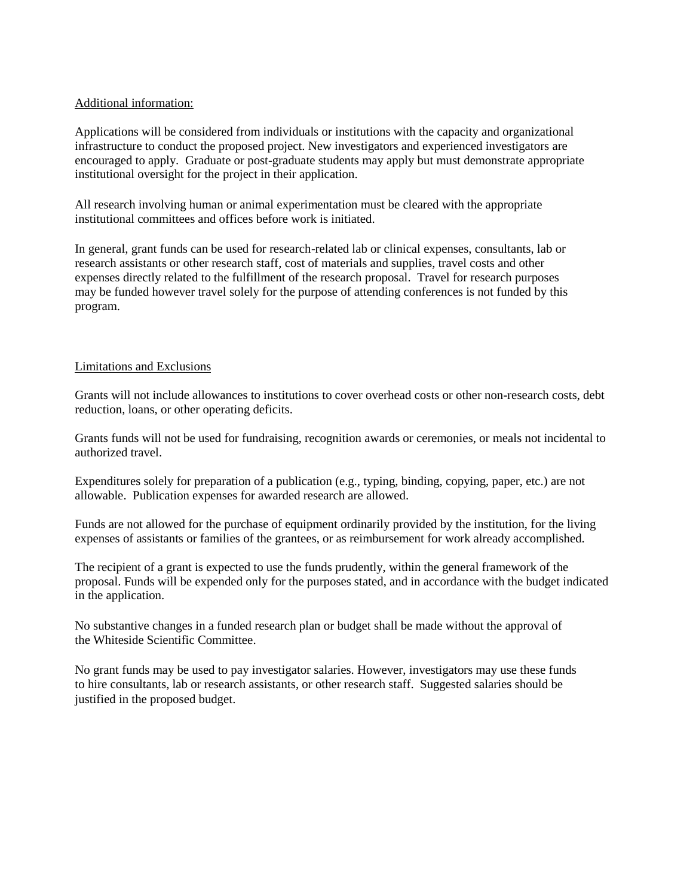<u>Additional information:</u>

Applications will be considered from individuals or institutions with the capacity and organizational infrastructure to conduct the proposed project. New investigators and experienced investigators are encouraged to apply. Graduate or post-graduate students may apply but must demonstrate appropriate institutional oversight for the project in their application.

All research involving human or animal experimentation must be cleared with the appropriate institutional committees and offices before work is initiated.

In general, grant funds can be used for research-related lab or clinical expenses, consultants, lab or research assistants or other research staff, cost of materials and supplies, travel costs and other expenses directly related to the fulfillment of the research proposal. Travel for research purposes may be funded however travel solely for the purpose of attending conferences is not funded by this program.

<u>Limitations and Exclusions</u>

Grants will not include allowances to institutions to cover overhead costs or other non-research costs, debt reduction, loans, or other operating deficits.

Grants funds will not be used for fundraising, recognition awards or ceremonies, or meals not incidental to authorized travel.

Expenditures solely for preparation of a publication (e.g., typing, binding, copying, paper, etc.) are not allowable. Publication expenses for awarded research are allowed.

Funds are not allowed for the purchase of equipment ordinarily provided by the institution, for the living expenses of assistants or families of the grantees, or as reimbursement for work already accomplished.

The recipient of a grant is expected to use the funds prudently, within the general framework of the proposal. Funds will be expended only for the purposes stated, and in accordance with the budget indicated in the application.

No substantive changes in a funded research plan or budget shall be made without the approval of the Whiteside Scientific Committee.

No grant funds may be used to pay investigator salaries. However, investigators may use these funds to hire consultants, lab or research assistants, or other research staff. Suggested salaries should be justified in the proposed budget.